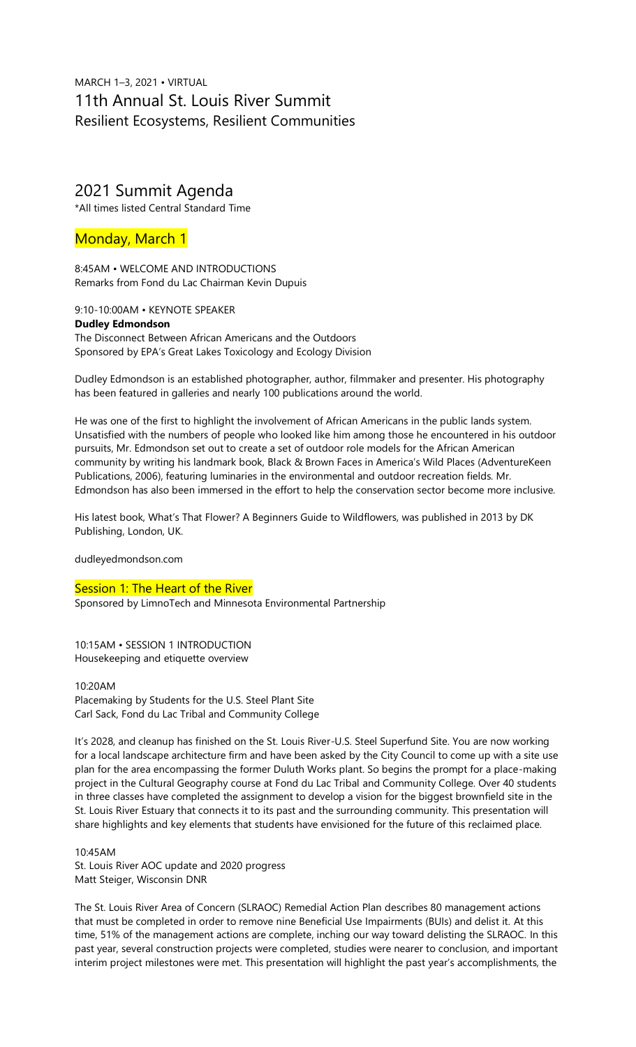MARCH 1–3, 2021 • VIRTUAL

# 11th Annual St. Louis River Summit

Resilient Ecosystems, Resilient Communities

## 2021 Summit Agenda

*All times listed Central Standard Time

## Monday, March 1

8:45AM • WELCOME AND INTRODUCTIONS
Remarks from Fond du Lac Chairman Kevin Dupuis

9:10-10:00AM • KEYNOTE SPEAKER
**Dudley Edmondson**
The Disconnect Between African Americans and the Outdoors
Sponsored by EPA's Great Lakes Toxicology and Ecology Division

Dudley Edmondson is an established photographer, author, filmmaker and presenter. His photography has been featured in galleries and nearly 100 publications around the world.

He was one of the first to highlight the involvement of African Americans in the public lands system. Unsatisfied with the numbers of people who looked like him among those he encountered in his outdoor pursuits, Mr. Edmondson set out to create a set of outdoor role models for the African American community by writing his landmark book, Black & Brown Faces in America's Wild Places (AdventureKeen Publications, 2006), featuring luminaries in the environmental and outdoor recreation fields. Mr. Edmondson has also been immersed in the effort to help the conservation sector become more inclusive.

His latest book, What's That Flower? A Beginners Guide to Wildflowers, was published in 2013 by DK Publishing, London, UK.

dudleyedmondson.com

### Session 1: The Heart of the River

Sponsored by LimnoTech and Minnesota Environmental Partnership

10:15AM • SESSION 1 INTRODUCTION
Housekeeping and etiquette overview

10:20AM
Placemaking by Students for the U.S. Steel Plant Site
Carl Sack, Fond du Lac Tribal and Community College

It's 2028, and cleanup has finished on the St. Louis River-U.S. Steel Superfund Site. You are now working for a local landscape architecture firm and have been asked by the City Council to come up with a site use plan for the area encompassing the former Duluth Works plant. So begins the prompt for a place-making project in the Cultural Geography course at Fond du Lac Tribal and Community College. Over 40 students in three classes have completed the assignment to develop a vision for the biggest brownfield site in the St. Louis River Estuary that connects it to its past and the surrounding community. This presentation will share highlights and key elements that students have envisioned for the future of this reclaimed place.

10:45AM
St. Louis River AOC update and 2020 progress
Matt Steiger, Wisconsin DNR

The St. Louis River Area of Concern (SLRAOC) Remedial Action Plan describes 80 management actions that must be completed in order to remove nine Beneficial Use Impairments (BUIs) and delist it. At this time, 51% of the management actions are complete, inching our way toward delisting the SLRAOC. In this past year, several construction projects were completed, studies were nearer to conclusion, and important interim project milestones were met. This presentation will highlight the past year's accomplishments, the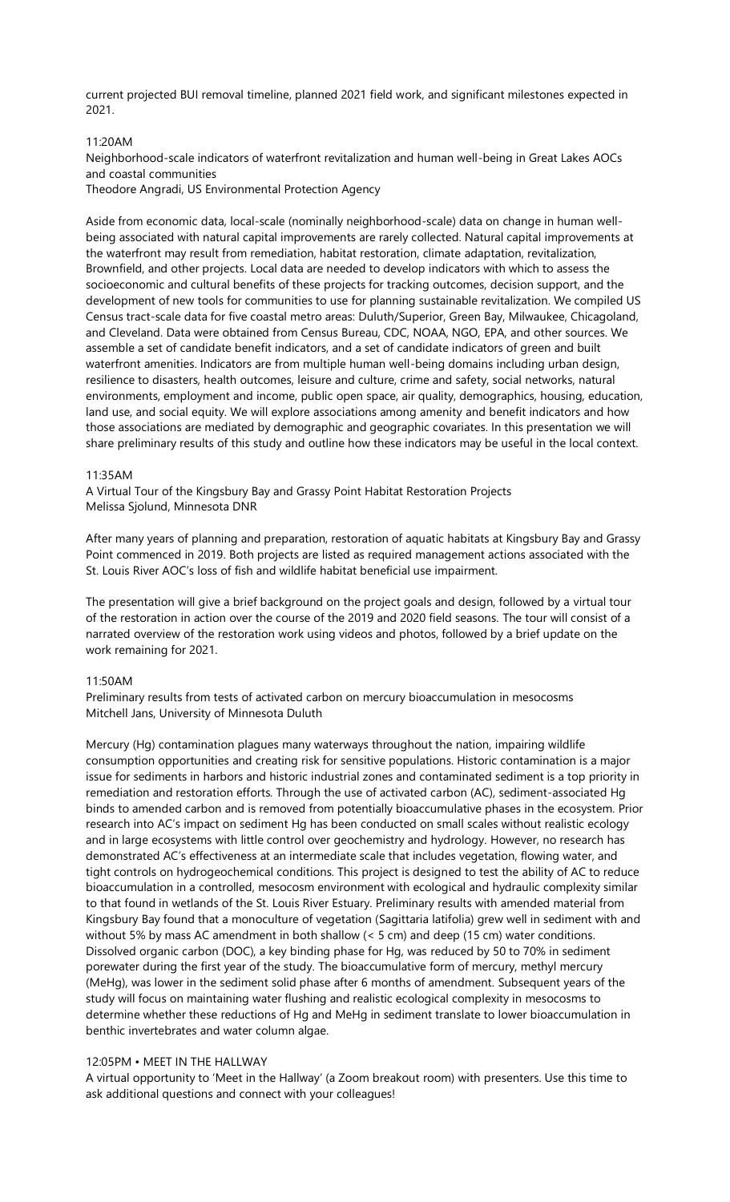current projected BUI removal timeline, planned 2021 field work, and significant milestones expected in 2021.

11:20AM

Neighborhood-scale indicators of waterfront revitalization and human well-being in Great Lakes AOCs and coastal communities

Theodore Angradi, US Environmental Protection Agency

Aside from economic data, local-scale (nominally neighborhood-scale) data on change in human well-being associated with natural capital improvements are rarely collected. Natural capital improvements at the waterfront may result from remediation, habitat restoration, climate adaptation, revitalization, Brownfield, and other projects. Local data are needed to develop indicators with which to assess the socioeconomic and cultural benefits of these projects for tracking outcomes, decision support, and the development of new tools for communities to use for planning sustainable revitalization. We compiled US Census tract-scale data for five coastal metro areas: Duluth/Superior, Green Bay, Milwaukee, Chicagoland, and Cleveland. Data were obtained from Census Bureau, CDC, NOAA, NGO, EPA, and other sources. We assemble a set of candidate benefit indicators, and a set of candidate indicators of green and built waterfront amenities. Indicators are from multiple human well-being domains including urban design, resilience to disasters, health outcomes, leisure and culture, crime and safety, social networks, natural environments, employment and income, public open space, air quality, demographics, housing, education, land use, and social equity. We will explore associations among amenity and benefit indicators and how those associations are mediated by demographic and geographic covariates. In this presentation we will share preliminary results of this study and outline how these indicators may be useful in the local context.

11:35AM

A Virtual Tour of the Kingsbury Bay and Grassy Point Habitat Restoration Projects

Melissa Sjolund, Minnesota DNR

After many years of planning and preparation, restoration of aquatic habitats at Kingsbury Bay and Grassy Point commenced in 2019. Both projects are listed as required management actions associated with the St. Louis River AOC's loss of fish and wildlife habitat beneficial use impairment.

The presentation will give a brief background on the project goals and design, followed by a virtual tour of the restoration in action over the course of the 2019 and 2020 field seasons. The tour will consist of a narrated overview of the restoration work using videos and photos, followed by a brief update on the work remaining for 2021.

11:50AM

Preliminary results from tests of activated carbon on mercury bioaccumulation in mesocosms

Mitchell Jans, University of Minnesota Duluth

Mercury (Hg) contamination plagues many waterways throughout the nation, impairing wildlife consumption opportunities and creating risk for sensitive populations. Historic contamination is a major issue for sediments in harbors and historic industrial zones and contaminated sediment is a top priority in remediation and restoration efforts. Through the use of activated carbon (AC), sediment-associated Hg binds to amended carbon and is removed from potentially bioaccumulative phases in the ecosystem. Prior research into AC's impact on sediment Hg has been conducted on small scales without realistic ecology and in large ecosystems with little control over geochemistry and hydrology. However, no research has demonstrated AC's effectiveness at an intermediate scale that includes vegetation, flowing water, and tight controls on hydrogeochemical conditions. This project is designed to test the ability of AC to reduce bioaccumulation in a controlled, mesocosm environment with ecological and hydraulic complexity similar to that found in wetlands of the St. Louis River Estuary. Preliminary results with amended material from Kingsbury Bay found that a monoculture of vegetation (Sagittaria latifolia) grew well in sediment with and without 5% by mass AC amendment in both shallow (< 5 cm) and deep (15 cm) water conditions. Dissolved organic carbon (DOC), a key binding phase for Hg, was reduced by 50 to 70% in sediment porewater during the first year of the study. The bioaccumulative form of mercury, methyl mercury (MeHg), was lower in the sediment solid phase after 6 months of amendment. Subsequent years of the study will focus on maintaining water flushing and realistic ecological complexity in mesocosms to determine whether these reductions of Hg and MeHg in sediment translate to lower bioaccumulation in benthic invertebrates and water column algae.

12:05PM • MEET IN THE HALLWAY

A virtual opportunity to 'Meet in the Hallway' (a Zoom breakout room) with presenters. Use this time to ask additional questions and connect with your colleagues!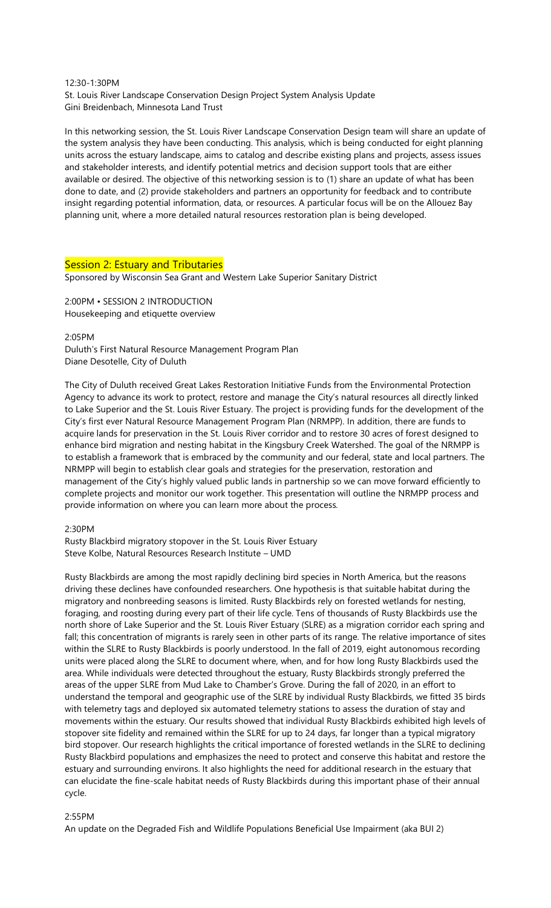12:30-1:30PM
St. Louis River Landscape Conservation Design Project System Analysis Update
Gini Breidenbach, Minnesota Land Trust

In this networking session, the St. Louis River Landscape Conservation Design team will share an update of the system analysis they have been conducting. This analysis, which is being conducted for eight planning units across the estuary landscape, aims to catalog and describe existing plans and projects, assess issues and stakeholder interests, and identify potential metrics and decision support tools that are either available or desired. The objective of this networking session is to (1) share an update of what has been done to date, and (2) provide stakeholders and partners an opportunity for feedback and to contribute insight regarding potential information, data, or resources. A particular focus will be on the Allouez Bay planning unit, where a more detailed natural resources restoration plan is being developed.

## Session 2: Estuary and Tributaries

Sponsored by Wisconsin Sea Grant and Western Lake Superior Sanitary District

2:00PM • SESSION 2 INTRODUCTION
Housekeeping and etiquette overview

2:05PM
Duluth's First Natural Resource Management Program Plan
Diane Desotelle, City of Duluth

The City of Duluth received Great Lakes Restoration Initiative Funds from the Environmental Protection Agency to advance its work to protect, restore and manage the City's natural resources all directly linked to Lake Superior and the St. Louis River Estuary. The project is providing funds for the development of the City's first ever Natural Resource Management Program Plan (NRMPP). In addition, there are funds to acquire lands for preservation in the St. Louis River corridor and to restore 30 acres of forest designed to enhance bird migration and nesting habitat in the Kingsbury Creek Watershed. The goal of the NRMPP is to establish a framework that is embraced by the community and our federal, state and local partners. The NRMPP will begin to establish clear goals and strategies for the preservation, restoration and management of the City's highly valued public lands in partnership so we can move forward efficiently to complete projects and monitor our work together. This presentation will outline the NRMPP process and provide information on where you can learn more about the process.

2:30PM
Rusty Blackbird migratory stopover in the St. Louis River Estuary
Steve Kolbe, Natural Resources Research Institute – UMD

Rusty Blackbirds are among the most rapidly declining bird species in North America, but the reasons driving these declines have confounded researchers. One hypothesis is that suitable habitat during the migratory and nonbreeding seasons is limited. Rusty Blackbirds rely on forested wetlands for nesting, foraging, and roosting during every part of their life cycle. Tens of thousands of Rusty Blackbirds use the north shore of Lake Superior and the St. Louis River Estuary (SLRE) as a migration corridor each spring and fall; this concentration of migrants is rarely seen in other parts of its range. The relative importance of sites within the SLRE to Rusty Blackbirds is poorly understood. In the fall of 2019, eight autonomous recording units were placed along the SLRE to document where, when, and for how long Rusty Blackbirds used the area. While individuals were detected throughout the estuary, Rusty Blackbirds strongly preferred the areas of the upper SLRE from Mud Lake to Chamber's Grove. During the fall of 2020, in an effort to understand the temporal and geographic use of the SLRE by individual Rusty Blackbirds, we fitted 35 birds with telemetry tags and deployed six automated telemetry stations to assess the duration of stay and movements within the estuary. Our results showed that individual Rusty Blackbirds exhibited high levels of stopover site fidelity and remained within the SLRE for up to 24 days, far longer than a typical migratory bird stopover. Our research highlights the critical importance of forested wetlands in the SLRE to declining Rusty Blackbird populations and emphasizes the need to protect and conserve this habitat and restore the estuary and surrounding environs. It also highlights the need for additional research in the estuary that can elucidate the fine-scale habitat needs of Rusty Blackbirds during this important phase of their annual cycle.

2:55PM
An update on the Degraded Fish and Wildlife Populations Beneficial Use Impairment (aka BUI 2)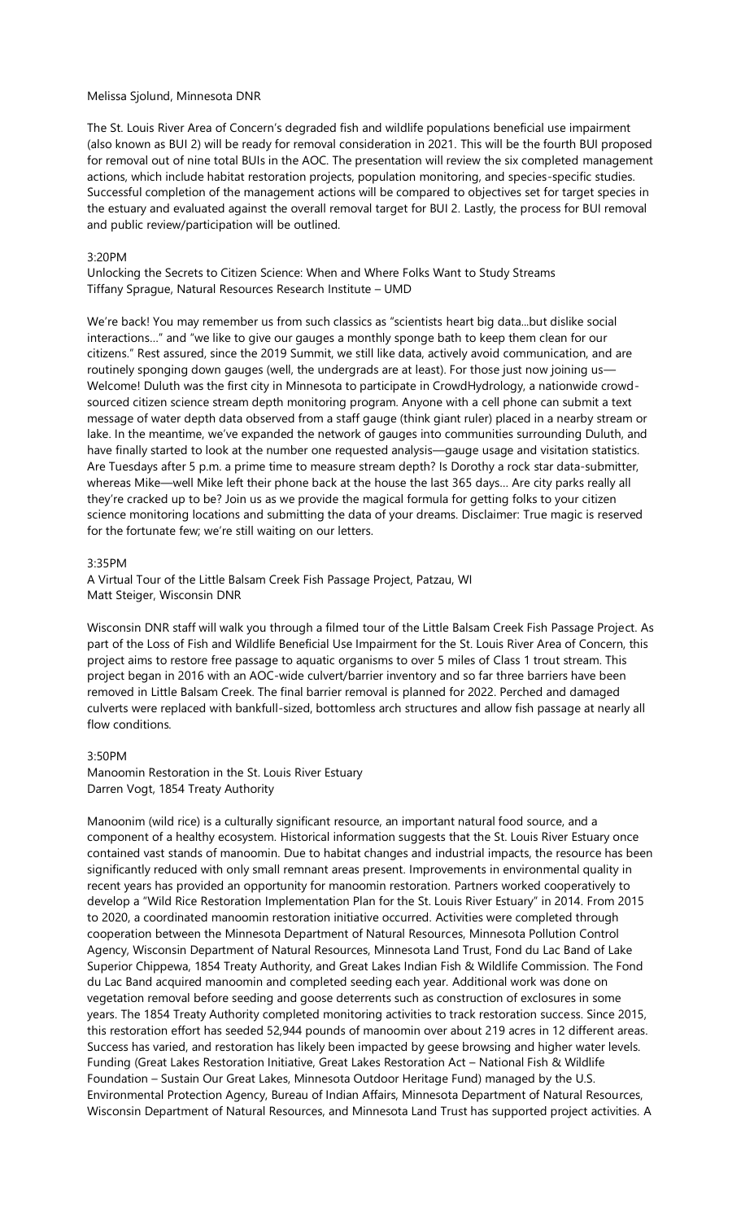Melissa Sjolund, Minnesota DNR

The St. Louis River Area of Concern's degraded fish and wildlife populations beneficial use impairment (also known as BUI 2) will be ready for removal consideration in 2021. This will be the fourth BUI proposed for removal out of nine total BUIs in the AOC. The presentation will review the six completed management actions, which include habitat restoration projects, population monitoring, and species-specific studies. Successful completion of the management actions will be compared to objectives set for target species in the estuary and evaluated against the overall removal target for BUI 2. Lastly, the process for BUI removal and public review/participation will be outlined.

3:20PM
Unlocking the Secrets to Citizen Science: When and Where Folks Want to Study Streams
Tiffany Sprague, Natural Resources Research Institute – UMD

We're back! You may remember us from such classics as "scientists heart big data...but dislike social interactions…" and "we like to give our gauges a monthly sponge bath to keep them clean for our citizens." Rest assured, since the 2019 Summit, we still like data, actively avoid communication, and are routinely sponging down gauges (well, the undergrads are at least). For those just now joining us—Welcome! Duluth was the first city in Minnesota to participate in CrowdHydrology, a nationwide crowd-sourced citizen science stream depth monitoring program. Anyone with a cell phone can submit a text message of water depth data observed from a staff gauge (think giant ruler) placed in a nearby stream or lake. In the meantime, we've expanded the network of gauges into communities surrounding Duluth, and have finally started to look at the number one requested analysis—gauge usage and visitation statistics. Are Tuesdays after 5 p.m. a prime time to measure stream depth? Is Dorothy a rock star data-submitter, whereas Mike—well Mike left their phone back at the house the last 365 days… Are city parks really all they're cracked up to be? Join us as we provide the magical formula for getting folks to your citizen science monitoring locations and submitting the data of your dreams. Disclaimer: True magic is reserved for the fortunate few; we're still waiting on our letters.

3:35PM
A Virtual Tour of the Little Balsam Creek Fish Passage Project, Patzau, WI
Matt Steiger, Wisconsin DNR

Wisconsin DNR staff will walk you through a filmed tour of the Little Balsam Creek Fish Passage Project. As part of the Loss of Fish and Wildlife Beneficial Use Impairment for the St. Louis River Area of Concern, this project aims to restore free passage to aquatic organisms to over 5 miles of Class 1 trout stream. This project began in 2016 with an AOC-wide culvert/barrier inventory and so far three barriers have been removed in Little Balsam Creek. The final barrier removal is planned for 2022. Perched and damaged culverts were replaced with bankfull-sized, bottomless arch structures and allow fish passage at nearly all flow conditions.

3:50PM
Manoomin Restoration in the St. Louis River Estuary
Darren Vogt, 1854 Treaty Authority

Manoonim (wild rice) is a culturally significant resource, an important natural food source, and a component of a healthy ecosystem. Historical information suggests that the St. Louis River Estuary once contained vast stands of manoomin. Due to habitat changes and industrial impacts, the resource has been significantly reduced with only small remnant areas present. Improvements in environmental quality in recent years has provided an opportunity for manoomin restoration. Partners worked cooperatively to develop a "Wild Rice Restoration Implementation Plan for the St. Louis River Estuary" in 2014. From 2015 to 2020, a coordinated manoomin restoration initiative occurred. Activities were completed through cooperation between the Minnesota Department of Natural Resources, Minnesota Pollution Control Agency, Wisconsin Department of Natural Resources, Minnesota Land Trust, Fond du Lac Band of Lake Superior Chippewa, 1854 Treaty Authority, and Great Lakes Indian Fish & Wildlife Commission. The Fond du Lac Band acquired manoomin and completed seeding each year. Additional work was done on vegetation removal before seeding and goose deterrents such as construction of exclosures in some years. The 1854 Treaty Authority completed monitoring activities to track restoration success. Since 2015, this restoration effort has seeded 52,944 pounds of manoomin over about 219 acres in 12 different areas. Success has varied, and restoration has likely been impacted by geese browsing and higher water levels. Funding (Great Lakes Restoration Initiative, Great Lakes Restoration Act – National Fish & Wildlife Foundation – Sustain Our Great Lakes, Minnesota Outdoor Heritage Fund) managed by the U.S. Environmental Protection Agency, Bureau of Indian Affairs, Minnesota Department of Natural Resources, Wisconsin Department of Natural Resources, and Minnesota Land Trust has supported project activities. A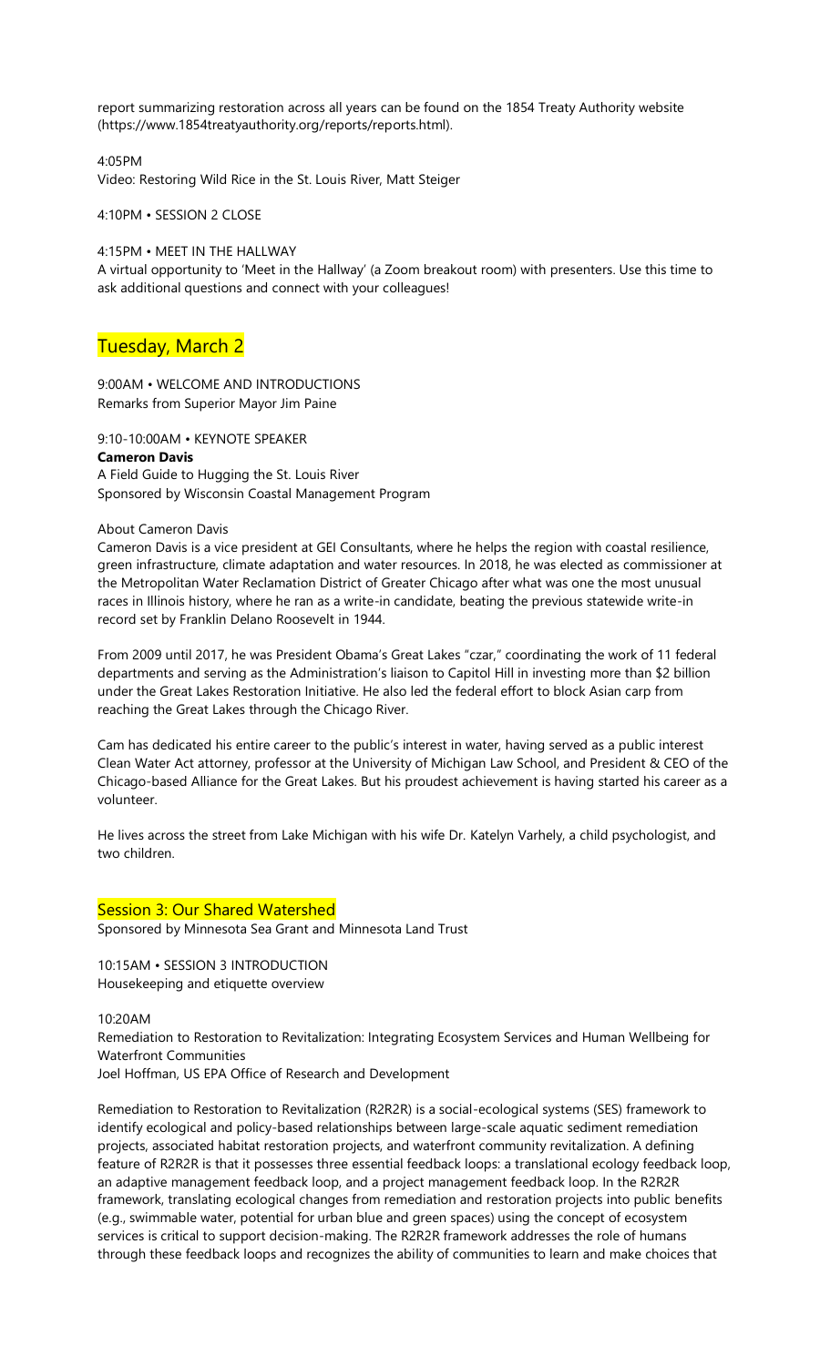report summarizing restoration across all years can be found on the 1854 Treaty Authority website (https://www.1854treatyauthority.org/reports/reports.html).

4:05PM
Video: Restoring Wild Rice in the St. Louis River, Matt Steiger

4:10PM • SESSION 2 CLOSE

4:15PM • MEET IN THE HALLWAY
A virtual opportunity to 'Meet in the Hallway' (a Zoom breakout room) with presenters. Use this time to ask additional questions and connect with your colleagues!

## Tuesday, March 2

9:00AM • WELCOME AND INTRODUCTIONS
Remarks from Superior Mayor Jim Paine

9:10-10:00AM • KEYNOTE SPEAKER
**Cameron Davis**
A Field Guide to Hugging the St. Louis River
Sponsored by Wisconsin Coastal Management Program

About Cameron Davis

Cameron Davis is a vice president at GEI Consultants, where he helps the region with coastal resilience, green infrastructure, climate adaptation and water resources. In 2018, he was elected as commissioner at the Metropolitan Water Reclamation District of Greater Chicago after what was one the most unusual races in Illinois history, where he ran as a write-in candidate, beating the previous statewide write-in record set by Franklin Delano Roosevelt in 1944.

From 2009 until 2017, he was President Obama's Great Lakes "czar," coordinating the work of 11 federal departments and serving as the Administration's liaison to Capitol Hill in investing more than $2 billion under the Great Lakes Restoration Initiative. He also led the federal effort to block Asian carp from reaching the Great Lakes through the Chicago River.

Cam has dedicated his entire career to the public's interest in water, having served as a public interest Clean Water Act attorney, professor at the University of Michigan Law School, and President & CEO of the Chicago-based Alliance for the Great Lakes. But his proudest achievement is having started his career as a volunteer.

He lives across the street from Lake Michigan with his wife Dr. Katelyn Varhely, a child psychologist, and two children.

### Session 3: Our Shared Watershed

Sponsored by Minnesota Sea Grant and Minnesota Land Trust

10:15AM • SESSION 3 INTRODUCTION
Housekeeping and etiquette overview

10:20AM
Remediation to Restoration to Revitalization: Integrating Ecosystem Services and Human Wellbeing for Waterfront Communities
Joel Hoffman, US EPA Office of Research and Development

Remediation to Restoration to Revitalization (R2R2R) is a social-ecological systems (SES) framework to identify ecological and policy-based relationships between large-scale aquatic sediment remediation projects, associated habitat restoration projects, and waterfront community revitalization. A defining feature of R2R2R is that it possesses three essential feedback loops: a translational ecology feedback loop, an adaptive management feedback loop, and a project management feedback loop. In the R2R2R framework, translating ecological changes from remediation and restoration projects into public benefits (e.g., swimmable water, potential for urban blue and green spaces) using the concept of ecosystem services is critical to support decision-making. The R2R2R framework addresses the role of humans through these feedback loops and recognizes the ability of communities to learn and make choices that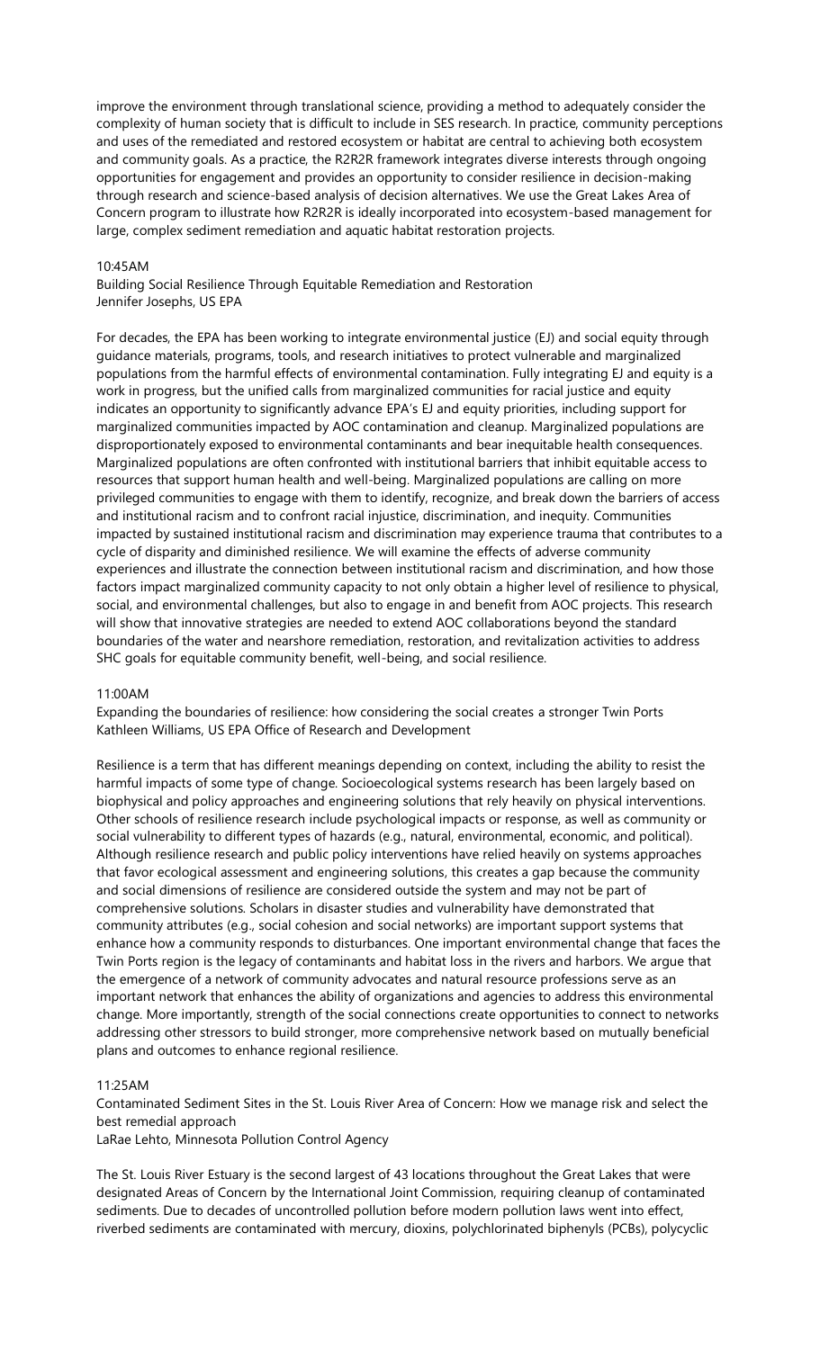improve the environment through translational science, providing a method to adequately consider the complexity of human society that is difficult to include in SES research. In practice, community perceptions and uses of the remediated and restored ecosystem or habitat are central to achieving both ecosystem and community goals. As a practice, the R2R2R framework integrates diverse interests through ongoing opportunities for engagement and provides an opportunity to consider resilience in decision-making through research and science-based analysis of decision alternatives. We use the Great Lakes Area of Concern program to illustrate how R2R2R is ideally incorporated into ecosystem-based management for large, complex sediment remediation and aquatic habitat restoration projects.

10:45AM

Building Social Resilience Through Equitable Remediation and Restoration
Jennifer Josephs, US EPA

For decades, the EPA has been working to integrate environmental justice (EJ) and social equity through guidance materials, programs, tools, and research initiatives to protect vulnerable and marginalized populations from the harmful effects of environmental contamination. Fully integrating EJ and equity is a work in progress, but the unified calls from marginalized communities for racial justice and equity indicates an opportunity to significantly advance EPA's EJ and equity priorities, including support for marginalized communities impacted by AOC contamination and cleanup. Marginalized populations are disproportionately exposed to environmental contaminants and bear inequitable health consequences. Marginalized populations are often confronted with institutional barriers that inhibit equitable access to resources that support human health and well-being. Marginalized populations are calling on more privileged communities to engage with them to identify, recognize, and break down the barriers of access and institutional racism and to confront racial injustice, discrimination, and inequity. Communities impacted by sustained institutional racism and discrimination may experience trauma that contributes to a cycle of disparity and diminished resilience. We will examine the effects of adverse community experiences and illustrate the connection between institutional racism and discrimination, and how those factors impact marginalized community capacity to not only obtain a higher level of resilience to physical, social, and environmental challenges, but also to engage in and benefit from AOC projects. This research will show that innovative strategies are needed to extend AOC collaborations beyond the standard boundaries of the water and nearshore remediation, restoration, and revitalization activities to address SHC goals for equitable community benefit, well-being, and social resilience.

11:00AM

Expanding the boundaries of resilience: how considering the social creates a stronger Twin Ports
Kathleen Williams, US EPA Office of Research and Development

Resilience is a term that has different meanings depending on context, including the ability to resist the harmful impacts of some type of change. Socioecological systems research has been largely based on biophysical and policy approaches and engineering solutions that rely heavily on physical interventions. Other schools of resilience research include psychological impacts or response, as well as community or social vulnerability to different types of hazards (e.g., natural, environmental, economic, and political). Although resilience research and public policy interventions have relied heavily on systems approaches that favor ecological assessment and engineering solutions, this creates a gap because the community and social dimensions of resilience are considered outside the system and may not be part of comprehensive solutions. Scholars in disaster studies and vulnerability have demonstrated that community attributes (e.g., social cohesion and social networks) are important support systems that enhance how a community responds to disturbances. One important environmental change that faces the Twin Ports region is the legacy of contaminants and habitat loss in the rivers and harbors. We argue that the emergence of a network of community advocates and natural resource professions serve as an important network that enhances the ability of organizations and agencies to address this environmental change. More importantly, strength of the social connections create opportunities to connect to networks addressing other stressors to build stronger, more comprehensive network based on mutually beneficial plans and outcomes to enhance regional resilience.

11:25AM

Contaminated Sediment Sites in the St. Louis River Area of Concern: How we manage risk and select the best remedial approach
LaRae Lehto, Minnesota Pollution Control Agency

The St. Louis River Estuary is the second largest of 43 locations throughout the Great Lakes that were designated Areas of Concern by the International Joint Commission, requiring cleanup of contaminated sediments. Due to decades of uncontrolled pollution before modern pollution laws went into effect, riverbed sediments are contaminated with mercury, dioxins, polychlorinated biphenyls (PCBs), polycyclic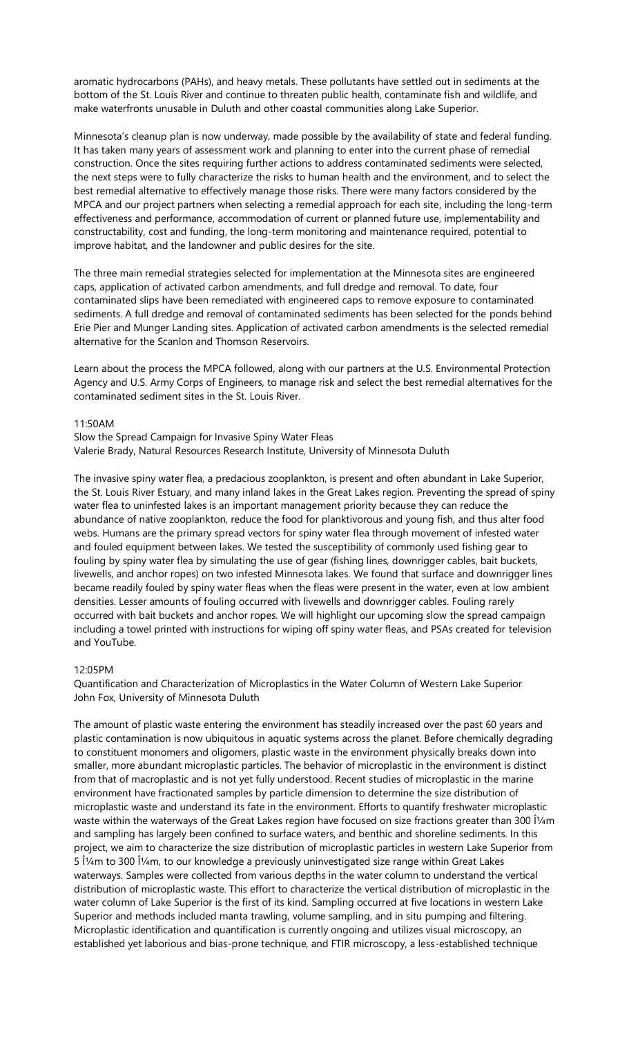aromatic hydrocarbons (PAHs), and heavy metals. These pollutants have settled out in sediments at the bottom of the St. Louis River and continue to threaten public health, contaminate fish and wildlife, and make waterfronts unusable in Duluth and other coastal communities along Lake Superior.

Minnesota's cleanup plan is now underway, made possible by the availability of state and federal funding. It has taken many years of assessment work and planning to enter into the current phase of remedial construction. Once the sites requiring further actions to address contaminated sediments were selected, the next steps were to fully characterize the risks to human health and the environment, and to select the best remedial alternative to effectively manage those risks. There were many factors considered by the MPCA and our project partners when selecting a remedial approach for each site, including the long-term effectiveness and performance, accommodation of current or planned future use, implementability and constructability, cost and funding, the long-term monitoring and maintenance required, potential to improve habitat, and the landowner and public desires for the site.

The three main remedial strategies selected for implementation at the Minnesota sites are engineered caps, application of activated carbon amendments, and full dredge and removal. To date, four contaminated slips have been remediated with engineered caps to remove exposure to contaminated sediments. A full dredge and removal of contaminated sediments has been selected for the ponds behind Erie Pier and Munger Landing sites. Application of activated carbon amendments is the selected remedial alternative for the Scanlon and Thomson Reservoirs.

Learn about the process the MPCA followed, along with our partners at the U.S. Environmental Protection Agency and U.S. Army Corps of Engineers, to manage risk and select the best remedial alternatives for the contaminated sediment sites in the St. Louis River.

11:50AM
Slow the Spread Campaign for Invasive Spiny Water Fleas
Valerie Brady, Natural Resources Research Institute, University of Minnesota Duluth

The invasive spiny water flea, a predacious zooplankton, is present and often abundant in Lake Superior, the St. Louis River Estuary, and many inland lakes in the Great Lakes region. Preventing the spread of spiny water flea to uninfested lakes is an important management priority because they can reduce the abundance of native zooplankton, reduce the food for planktivorous and young fish, and thus alter food webs. Humans are the primary spread vectors for spiny water flea through movement of infested water and fouled equipment between lakes. We tested the susceptibility of commonly used fishing gear to fouling by spiny water flea by simulating the use of gear (fishing lines, downrigger cables, bait buckets, livewells, and anchor ropes) on two infested Minnesota lakes. We found that surface and downrigger lines became readily fouled by spiny water fleas when the fleas were present in the water, even at low ambient densities. Lesser amounts of fouling occurred with livewells and downrigger cables. Fouling rarely occurred with bait buckets and anchor ropes. We will highlight our upcoming slow the spread campaign including a towel printed with instructions for wiping off spiny water fleas, and PSAs created for television and YouTube.

12:05PM
Quantification and Characterization of Microplastics in the Water Column of Western Lake Superior
John Fox, University of Minnesota Duluth

The amount of plastic waste entering the environment has steadily increased over the past 60 years and plastic contamination is now ubiquitous in aquatic systems across the planet. Before chemically degrading to constituent monomers and oligomers, plastic waste in the environment physically breaks down into smaller, more abundant microplastic particles. The behavior of microplastic in the environment is distinct from that of macroplastic and is not yet fully understood. Recent studies of microplastic in the marine environment have fractionated samples by particle dimension to determine the size distribution of microplastic waste and understand its fate in the environment. Efforts to quantify freshwater microplastic waste within the waterways of the Great Lakes region have focused on size fractions greater than 300 Î¼m and sampling has largely been confined to surface waters, and benthic and shoreline sediments. In this project, we aim to characterize the size distribution of microplastic particles in western Lake Superior from 5 Î¼m to 300 Î¼m, to our knowledge a previously uninvestigated size range within Great Lakes waterways. Samples were collected from various depths in the water column to understand the vertical distribution of microplastic waste. This effort to characterize the vertical distribution of microplastic in the water column of Lake Superior is the first of its kind. Sampling occurred at five locations in western Lake Superior and methods included manta trawling, volume sampling, and in situ pumping and filtering. Microplastic identification and quantification is currently ongoing and utilizes visual microscopy, an established yet laborious and bias-prone technique, and FTIR microscopy, a less-established technique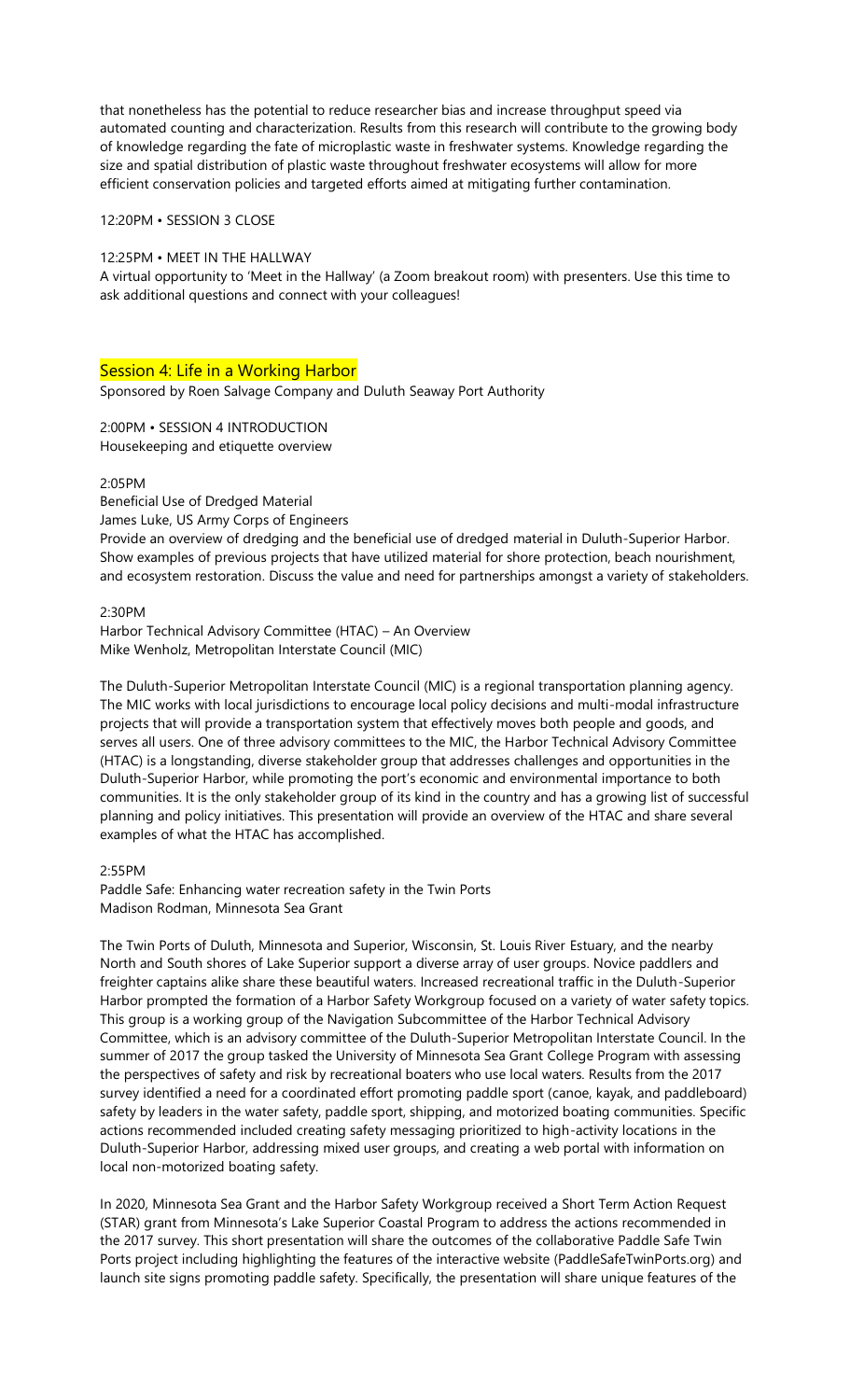that nonetheless has the potential to reduce researcher bias and increase throughput speed via automated counting and characterization. Results from this research will contribute to the growing body of knowledge regarding the fate of microplastic waste in freshwater systems. Knowledge regarding the size and spatial distribution of plastic waste throughout freshwater ecosystems will allow for more efficient conservation policies and targeted efforts aimed at mitigating further contamination.

12:20PM • SESSION 3 CLOSE

12:25PM • MEET IN THE HALLWAY
A virtual opportunity to 'Meet in the Hallway' (a Zoom breakout room) with presenters. Use this time to ask additional questions and connect with your colleagues!

## Session 4: Life in a Working Harbor

Sponsored by Roen Salvage Company and Duluth Seaway Port Authority

2:00PM • SESSION 4 INTRODUCTION
Housekeeping and etiquette overview

2:05PM
Beneficial Use of Dredged Material
James Luke, US Army Corps of Engineers
Provide an overview of dredging and the beneficial use of dredged material in Duluth-Superior Harbor. Show examples of previous projects that have utilized material for shore protection, beach nourishment, and ecosystem restoration. Discuss the value and need for partnerships amongst a variety of stakeholders.

2:30PM
Harbor Technical Advisory Committee (HTAC) – An Overview
Mike Wenholz, Metropolitan Interstate Council (MIC)

The Duluth-Superior Metropolitan Interstate Council (MIC) is a regional transportation planning agency. The MIC works with local jurisdictions to encourage local policy decisions and multi-modal infrastructure projects that will provide a transportation system that effectively moves both people and goods, and serves all users. One of three advisory committees to the MIC, the Harbor Technical Advisory Committee (HTAC) is a longstanding, diverse stakeholder group that addresses challenges and opportunities in the Duluth-Superior Harbor, while promoting the port's economic and environmental importance to both communities. It is the only stakeholder group of its kind in the country and has a growing list of successful planning and policy initiatives. This presentation will provide an overview of the HTAC and share several examples of what the HTAC has accomplished.

2:55PM
Paddle Safe: Enhancing water recreation safety in the Twin Ports
Madison Rodman, Minnesota Sea Grant

The Twin Ports of Duluth, Minnesota and Superior, Wisconsin, St. Louis River Estuary, and the nearby North and South shores of Lake Superior support a diverse array of user groups. Novice paddlers and freighter captains alike share these beautiful waters. Increased recreational traffic in the Duluth-Superior Harbor prompted the formation of a Harbor Safety Workgroup focused on a variety of water safety topics. This group is a working group of the Navigation Subcommittee of the Harbor Technical Advisory Committee, which is an advisory committee of the Duluth-Superior Metropolitan Interstate Council. In the summer of 2017 the group tasked the University of Minnesota Sea Grant College Program with assessing the perspectives of safety and risk by recreational boaters who use local waters. Results from the 2017 survey identified a need for a coordinated effort promoting paddle sport (canoe, kayak, and paddleboard) safety by leaders in the water safety, paddle sport, shipping, and motorized boating communities. Specific actions recommended included creating safety messaging prioritized to high-activity locations in the Duluth-Superior Harbor, addressing mixed user groups, and creating a web portal with information on local non-motorized boating safety.

In 2020, Minnesota Sea Grant and the Harbor Safety Workgroup received a Short Term Action Request (STAR) grant from Minnesota's Lake Superior Coastal Program to address the actions recommended in the 2017 survey. This short presentation will share the outcomes of the collaborative Paddle Safe Twin Ports project including highlighting the features of the interactive website (PaddleSafeTwinPorts.org) and launch site signs promoting paddle safety. Specifically, the presentation will share unique features of the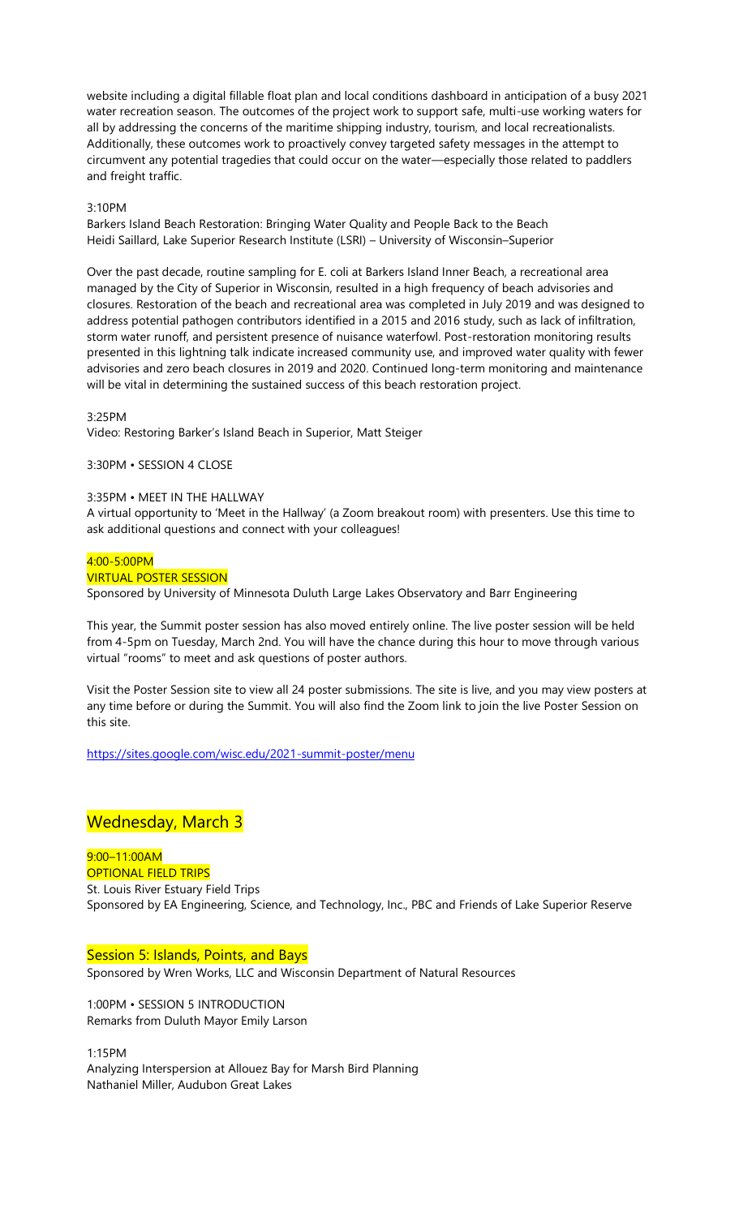website including a digital fillable float plan and local conditions dashboard in anticipation of a busy 2021 water recreation season. The outcomes of the project work to support safe, multi-use working waters for all by addressing the concerns of the maritime shipping industry, tourism, and local recreationalists. Additionally, these outcomes work to proactively convey targeted safety messages in the attempt to circumvent any potential tragedies that could occur on the water—especially those related to paddlers and freight traffic.

3:10PM
Barkers Island Beach Restoration: Bringing Water Quality and People Back to the Beach
Heidi Saillard, Lake Superior Research Institute (LSRI) – University of Wisconsin–Superior

Over the past decade, routine sampling for E. coli at Barkers Island Inner Beach, a recreational area managed by the City of Superior in Wisconsin, resulted in a high frequency of beach advisories and closures. Restoration of the beach and recreational area was completed in July 2019 and was designed to address potential pathogen contributors identified in a 2015 and 2016 study, such as lack of infiltration, storm water runoff, and persistent presence of nuisance waterfowl. Post-restoration monitoring results presented in this lightning talk indicate increased community use, and improved water quality with fewer advisories and zero beach closures in 2019 and 2020. Continued long-term monitoring and maintenance will be vital in determining the sustained success of this beach restoration project.

3:25PM
Video: Restoring Barker's Island Beach in Superior, Matt Steiger

3:30PM • SESSION 4 CLOSE

3:35PM • MEET IN THE HALLWAY
A virtual opportunity to 'Meet in the Hallway' (a Zoom breakout room) with presenters. Use this time to ask additional questions and connect with your colleagues!

4:00-5:00PM
VIRTUAL POSTER SESSION
Sponsored by University of Minnesota Duluth Large Lakes Observatory and Barr Engineering

This year, the Summit poster session has also moved entirely online. The live poster session will be held from 4-5pm on Tuesday, March 2nd. You will have the chance during this hour to move through various virtual "rooms" to meet and ask questions of poster authors.

Visit the Poster Session site to view all 24 poster submissions. The site is live, and you may view posters at any time before or during the Summit. You will also find the Zoom link to join the live Poster Session on this site.

https://sites.google.com/wisc.edu/2021-summit-poster/menu

## Wednesday, March 3

9:00–11:00AM
OPTIONAL FIELD TRIPS
St. Louis River Estuary Field Trips
Sponsored by EA Engineering, Science, and Technology, Inc., PBC and Friends of Lake Superior Reserve

### Session 5: Islands, Points, and Bays

Sponsored by Wren Works, LLC and Wisconsin Department of Natural Resources

1:00PM • SESSION 5 INTRODUCTION
Remarks from Duluth Mayor Emily Larson

1:15PM
Analyzing Interspersion at Allouez Bay for Marsh Bird Planning
Nathaniel Miller, Audubon Great Lakes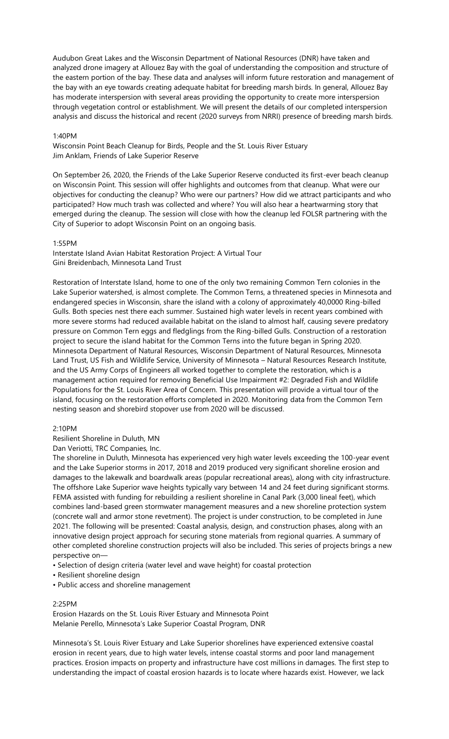Audubon Great Lakes and the Wisconsin Department of National Resources (DNR) have taken and analyzed drone imagery at Allouez Bay with the goal of understanding the composition and structure of the eastern portion of the bay. These data and analyses will inform future restoration and management of the bay with an eye towards creating adequate habitat for breeding marsh birds. In general, Allouez Bay has moderate interspersion with several areas providing the opportunity to create more interspersion through vegetation control or establishment. We will present the details of our completed interspersion analysis and discuss the historical and recent (2020 surveys from NRRI) presence of breeding marsh birds.

1:40PM

Wisconsin Point Beach Cleanup for Birds, People and the St. Louis River Estuary
Jim Anklam, Friends of Lake Superior Reserve

On September 26, 2020, the Friends of the Lake Superior Reserve conducted its first-ever beach cleanup on Wisconsin Point. This session will offer highlights and outcomes from that cleanup. What were our objectives for conducting the cleanup? Who were our partners? How did we attract participants and who participated? How much trash was collected and where? You will also hear a heartwarming story that emerged during the cleanup. The session will close with how the cleanup led FOLSR partnering with the City of Superior to adopt Wisconsin Point on an ongoing basis.

1:55PM

Interstate Island Avian Habitat Restoration Project: A Virtual Tour
Gini Breidenbach, Minnesota Land Trust

Restoration of Interstate Island, home to one of the only two remaining Common Tern colonies in the Lake Superior watershed, is almost complete. The Common Terns, a threatened species in Minnesota and endangered species in Wisconsin, share the island with a colony of approximately 40,0000 Ring-billed Gulls. Both species nest there each summer. Sustained high water levels in recent years combined with more severe storms had reduced available habitat on the island to almost half, causing severe predatory pressure on Common Tern eggs and fledglings from the Ring-billed Gulls. Construction of a restoration project to secure the island habitat for the Common Terns into the future began in Spring 2020. Minnesota Department of Natural Resources, Wisconsin Department of Natural Resources, Minnesota Land Trust, US Fish and Wildlife Service, University of Minnesota – Natural Resources Research Institute, and the US Army Corps of Engineers all worked together to complete the restoration, which is a management action required for removing Beneficial Use Impairment #2: Degraded Fish and Wildlife Populations for the St. Louis River Area of Concern. This presentation will provide a virtual tour of the island, focusing on the restoration efforts completed in 2020. Monitoring data from the Common Tern nesting season and shorebird stopover use from 2020 will be discussed.

2:10PM

Resilient Shoreline in Duluth, MN
Dan Veriotti, TRC Companies, Inc.

The shoreline in Duluth, Minnesota has experienced very high water levels exceeding the 100-year event and the Lake Superior storms in 2017, 2018 and 2019 produced very significant shoreline erosion and damages to the lakewalk and boardwalk areas (popular recreational areas), along with city infrastructure. The offshore Lake Superior wave heights typically vary between 14 and 24 feet during significant storms. FEMA assisted with funding for rebuilding a resilient shoreline in Canal Park (3,000 lineal feet), which combines land-based green stormwater management measures and a new shoreline protection system (concrete wall and armor stone revetment). The project is under construction, to be completed in June 2021. The following will be presented: Coastal analysis, design, and construction phases, along with an innovative design project approach for securing stone materials from regional quarries. A summary of other completed shoreline construction projects will also be included. This series of projects brings a new perspective on—

- Selection of design criteria (water level and wave height) for coastal protection
- Resilient shoreline design
- Public access and shoreline management

2:25PM

Erosion Hazards on the St. Louis River Estuary and Minnesota Point
Melanie Perello, Minnesota's Lake Superior Coastal Program, DNR

Minnesota's St. Louis River Estuary and Lake Superior shorelines have experienced extensive coastal erosion in recent years, due to high water levels, intense coastal storms and poor land management practices. Erosion impacts on property and infrastructure have cost millions in damages. The first step to understanding the impact of coastal erosion hazards is to locate where hazards exist. However, we lack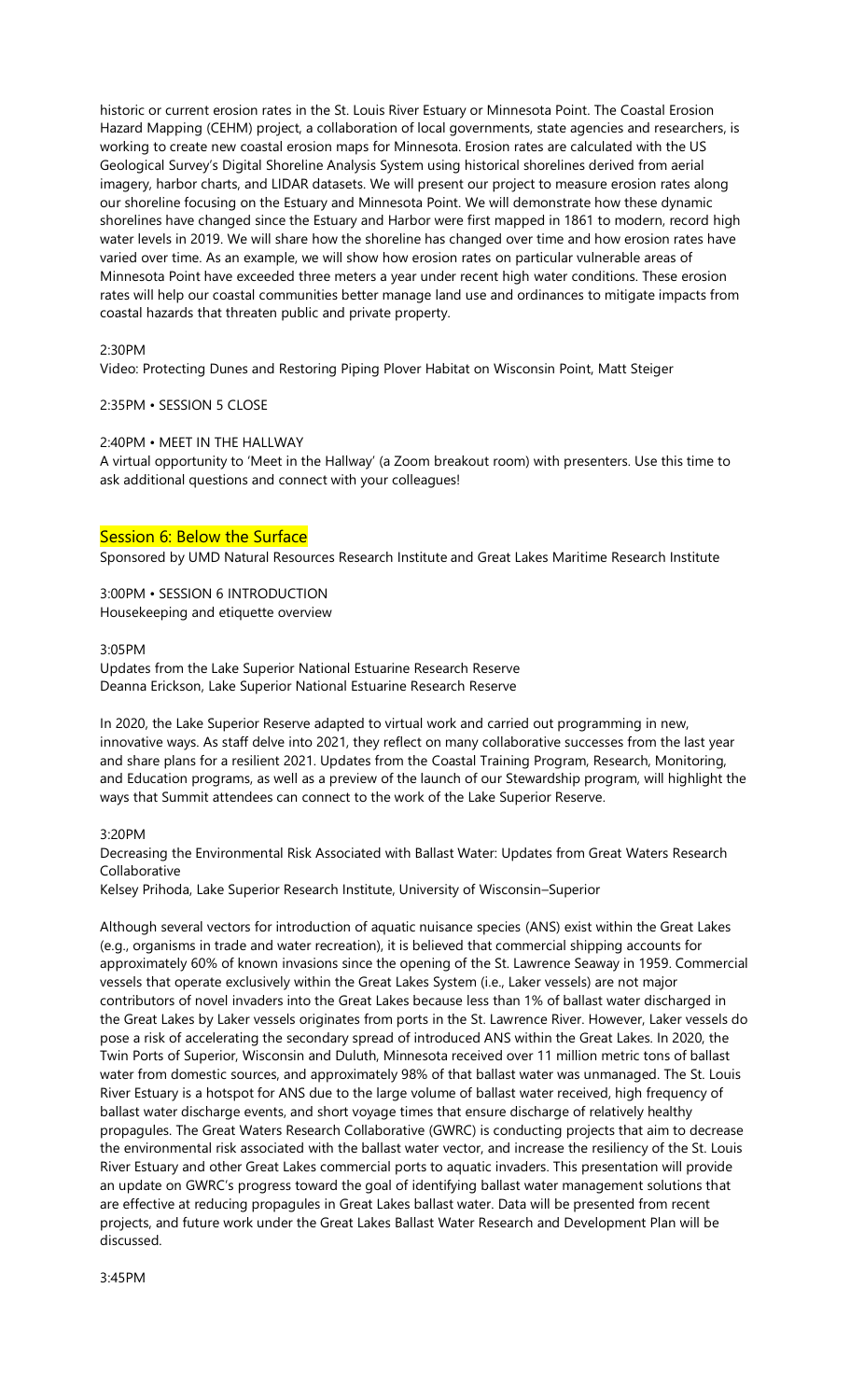historic or current erosion rates in the St. Louis River Estuary or Minnesota Point. The Coastal Erosion Hazard Mapping (CEHM) project, a collaboration of local governments, state agencies and researchers, is working to create new coastal erosion maps for Minnesota. Erosion rates are calculated with the US Geological Survey's Digital Shoreline Analysis System using historical shorelines derived from aerial imagery, harbor charts, and LIDAR datasets. We will present our project to measure erosion rates along our shoreline focusing on the Estuary and Minnesota Point. We will demonstrate how these dynamic shorelines have changed since the Estuary and Harbor were first mapped in 1861 to modern, record high water levels in 2019. We will share how the shoreline has changed over time and how erosion rates have varied over time. As an example, we will show how erosion rates on particular vulnerable areas of Minnesota Point have exceeded three meters a year under recent high water conditions. These erosion rates will help our coastal communities better manage land use and ordinances to mitigate impacts from coastal hazards that threaten public and private property.

2:30PM
Video: Protecting Dunes and Restoring Piping Plover Habitat on Wisconsin Point, Matt Steiger

2:35PM • SESSION 5 CLOSE

2:40PM • MEET IN THE HALLWAY
A virtual opportunity to 'Meet in the Hallway' (a Zoom breakout room) with presenters. Use this time to ask additional questions and connect with your colleagues!

## Session 6: Below the Surface

Sponsored by UMD Natural Resources Research Institute and Great Lakes Maritime Research Institute

3:00PM • SESSION 6 INTRODUCTION
Housekeeping and etiquette overview

3:05PM
Updates from the Lake Superior National Estuarine Research Reserve
Deanna Erickson, Lake Superior National Estuarine Research Reserve

In 2020, the Lake Superior Reserve adapted to virtual work and carried out programming in new, innovative ways. As staff delve into 2021, they reflect on many collaborative successes from the last year and share plans for a resilient 2021. Updates from the Coastal Training Program, Research, Monitoring, and Education programs, as well as a preview of the launch of our Stewardship program, will highlight the ways that Summit attendees can connect to the work of the Lake Superior Reserve.

3:20PM
Decreasing the Environmental Risk Associated with Ballast Water: Updates from Great Waters Research Collaborative
Kelsey Prihoda, Lake Superior Research Institute, University of Wisconsin–Superior

Although several vectors for introduction of aquatic nuisance species (ANS) exist within the Great Lakes (e.g., organisms in trade and water recreation), it is believed that commercial shipping accounts for approximately 60% of known invasions since the opening of the St. Lawrence Seaway in 1959. Commercial vessels that operate exclusively within the Great Lakes System (i.e., Laker vessels) are not major contributors of novel invaders into the Great Lakes because less than 1% of ballast water discharged in the Great Lakes by Laker vessels originates from ports in the St. Lawrence River. However, Laker vessels do pose a risk of accelerating the secondary spread of introduced ANS within the Great Lakes. In 2020, the Twin Ports of Superior, Wisconsin and Duluth, Minnesota received over 11 million metric tons of ballast water from domestic sources, and approximately 98% of that ballast water was unmanaged. The St. Louis River Estuary is a hotspot for ANS due to the large volume of ballast water received, high frequency of ballast water discharge events, and short voyage times that ensure discharge of relatively healthy propagules. The Great Waters Research Collaborative (GWRC) is conducting projects that aim to decrease the environmental risk associated with the ballast water vector, and increase the resiliency of the St. Louis River Estuary and other Great Lakes commercial ports to aquatic invaders. This presentation will provide an update on GWRC's progress toward the goal of identifying ballast water management solutions that are effective at reducing propagules in Great Lakes ballast water. Data will be presented from recent projects, and future work under the Great Lakes Ballast Water Research and Development Plan will be discussed.

3:45PM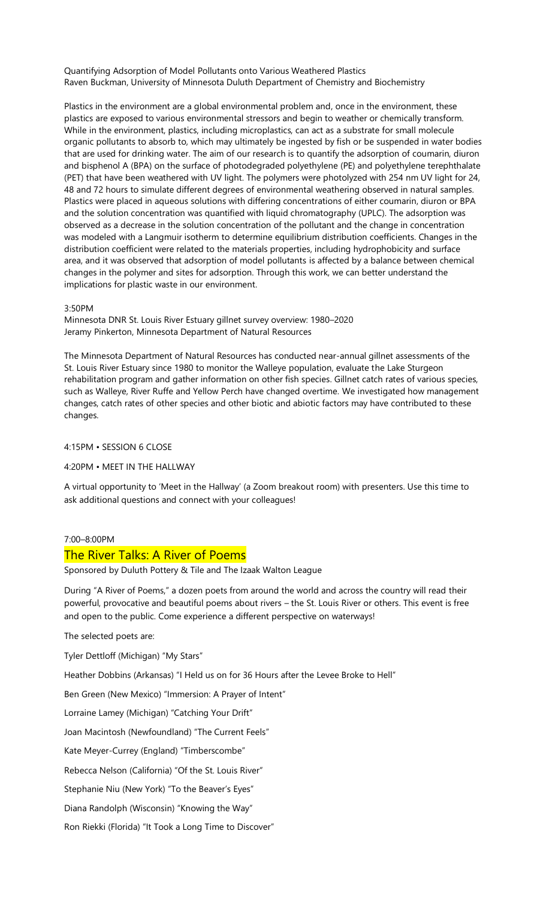Quantifying Adsorption of Model Pollutants onto Various Weathered Plastics
Raven Buckman, University of Minnesota Duluth Department of Chemistry and Biochemistry

Plastics in the environment are a global environmental problem and, once in the environment, these plastics are exposed to various environmental stressors and begin to weather or chemically transform. While in the environment, plastics, including microplastics, can act as a substrate for small molecule organic pollutants to absorb to, which may ultimately be ingested by fish or be suspended in water bodies that are used for drinking water. The aim of our research is to quantify the adsorption of coumarin, diuron and bisphenol A (BPA) on the surface of photodegraded polyethylene (PE) and polyethylene terephthalate (PET) that have been weathered with UV light. The polymers were photolyzed with 254 nm UV light for 24, 48 and 72 hours to simulate different degrees of environmental weathering observed in natural samples. Plastics were placed in aqueous solutions with differing concentrations of either coumarin, diuron or BPA and the solution concentration was quantified with liquid chromatography (UPLC). The adsorption was observed as a decrease in the solution concentration of the pollutant and the change in concentration was modeled with a Langmuir isotherm to determine equilibrium distribution coefficients. Changes in the distribution coefficient were related to the materials properties, including hydrophobicity and surface area, and it was observed that adsorption of model pollutants is affected by a balance between chemical changes in the polymer and sites for adsorption. Through this work, we can better understand the implications for plastic waste in our environment.

3:50PM

Minnesota DNR St. Louis River Estuary gillnet survey overview: 1980–2020
Jeramy Pinkerton, Minnesota Department of Natural Resources

The Minnesota Department of Natural Resources has conducted near-annual gillnet assessments of the St. Louis River Estuary since 1980 to monitor the Walleye population, evaluate the Lake Sturgeon rehabilitation program and gather information on other fish species. Gillnet catch rates of various species, such as Walleye, River Ruffe and Yellow Perch have changed overtime. We investigated how management changes, catch rates of other species and other biotic and abiotic factors may have contributed to these changes.

4:15PM • SESSION 6 CLOSE

4:20PM • MEET IN THE HALLWAY

A virtual opportunity to 'Meet in the Hallway' (a Zoom breakout room) with presenters. Use this time to ask additional questions and connect with your colleagues!

7:00–8:00PM

## The River Talks: A River of Poems

Sponsored by Duluth Pottery & Tile and The Izaak Walton League

During "A River of Poems," a dozen poets from around the world and across the country will read their powerful, provocative and beautiful poems about rivers – the St. Louis River or others. This event is free and open to the public. Come experience a different perspective on waterways!

The selected poets are:

Tyler Dettloff (Michigan) "My Stars"

Heather Dobbins (Arkansas) "I Held us on for 36 Hours after the Levee Broke to Hell"

Ben Green (New Mexico) "Immersion: A Prayer of Intent"

Lorraine Lamey (Michigan) "Catching Your Drift"

Joan Macintosh (Newfoundland) "The Current Feels"

Kate Meyer-Currey (England) "Timberscombe"

Rebecca Nelson (California) "Of the St. Louis River"

Stephanie Niu (New York) "To the Beaver's Eyes"

Diana Randolph (Wisconsin) "Knowing the Way"

Ron Riekki (Florida) "It Took a Long Time to Discover"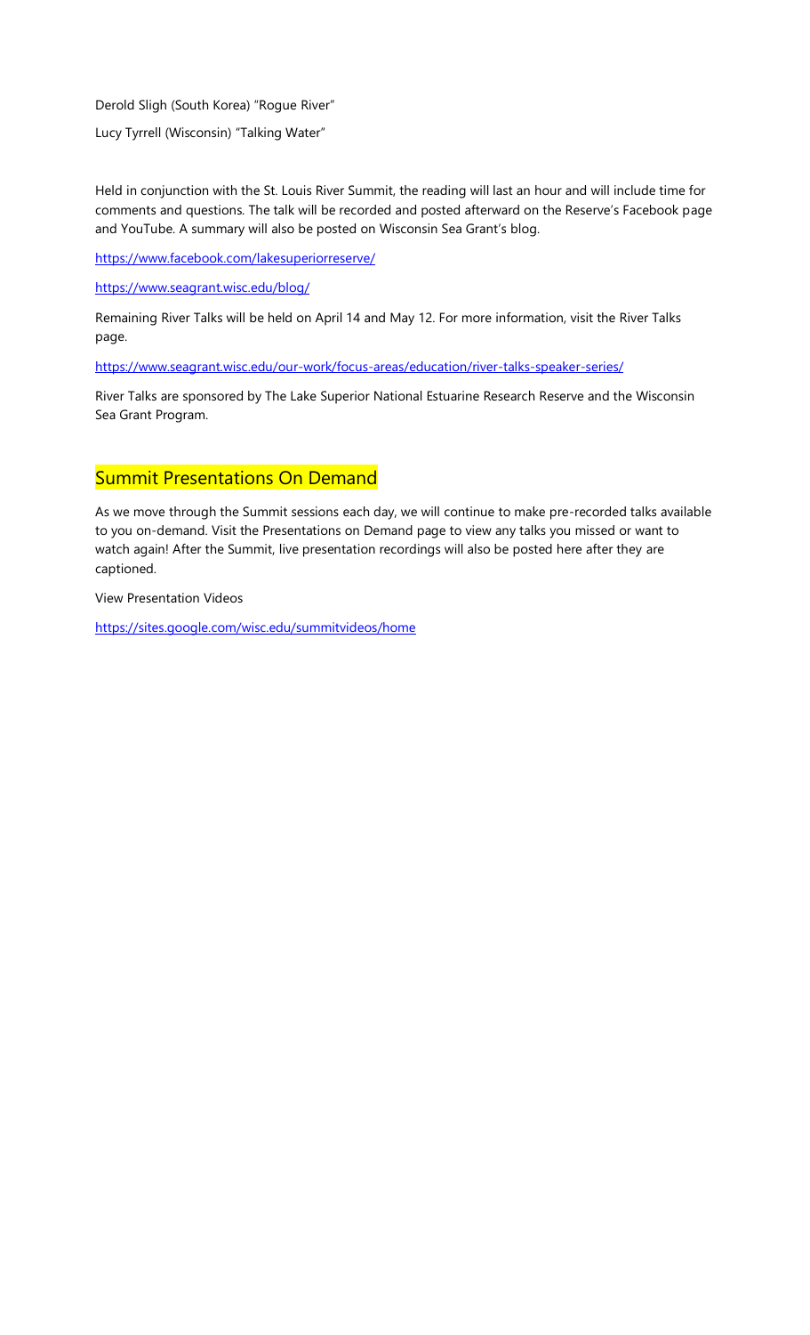Derold Sligh (South Korea) "Rogue River"

Lucy Tyrrell (Wisconsin) "Talking Water"

Held in conjunction with the St. Louis River Summit, the reading will last an hour and will include time for comments and questions. The talk will be recorded and posted afterward on the Reserve's Facebook page and YouTube. A summary will also be posted on Wisconsin Sea Grant's blog.

https://www.facebook.com/lakesuperiorreserve/

https://www.seagrant.wisc.edu/blog/

Remaining River Talks will be held on April 14 and May 12. For more information, visit the River Talks page.

https://www.seagrant.wisc.edu/our-work/focus-areas/education/river-talks-speaker-series/

River Talks are sponsored by The Lake Superior National Estuarine Research Reserve and the Wisconsin Sea Grant Program.

## Summit Presentations On Demand

As we move through the Summit sessions each day, we will continue to make pre-recorded talks available to you on-demand. Visit the Presentations on Demand page to view any talks you missed or want to watch again! After the Summit, live presentation recordings will also be posted here after they are captioned.

View Presentation Videos

https://sites.google.com/wisc.edu/summitvideos/home